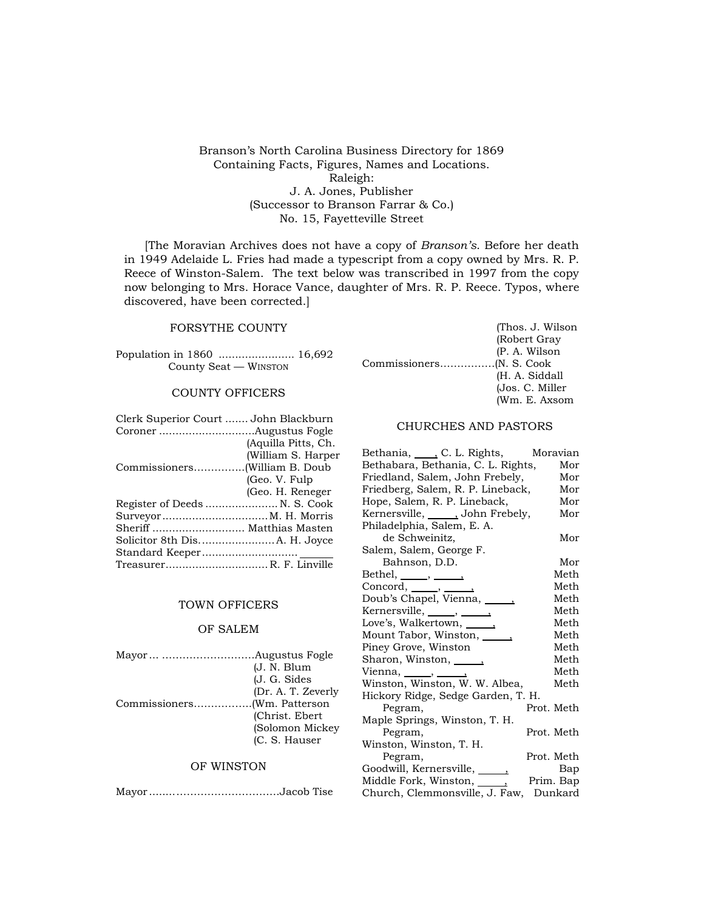Branson's North Carolina Business Directory for 1869
Containing Facts, Figures, Names and Locations.
Raleigh:
J. A. Jones, Publisher
(Successor to Branson Farrar & Co.)
No. 15, Fayetteville Street

[The Moravian Archives does not have a copy of *Branson's*. Before her death in 1949 Adelaide L. Fries had made a typescript from a copy owned by Mrs. R. P. Reece of Winston-Salem. The text below was transcribed in 1997 from the copy now belonging to Mrs. Horace Vance, daughter of Mrs. R. P. Reece. Typos, where discovered, have been corrected.]

## FORSYTHE COUNTY

Population in 1860 ....................... 16,692
County Seat — WINSTON

### COUNTY OFFICERS

Clerk Superior Court ....... John Blackburn
Coroner .............................Augustus Fogle
Commissioners...............(Aquilla Pitts, Ch.
(William S. Harper
(William B. Doub
(Geo. V. Fulp
(Geo. H. Reneger
Register of Deeds ...................... N. S. Cook
Surveyor................................M. H. Morris
Sheriff ........................... Matthias Masten
Solicitor 8th Dis.......................A. H. Joyce
Standard Keeper............................ ______
Treasurer...............................R. F. Linville

### TOWN OFFICERS

### OF SALEM

Mayor... ...........................Augustus Fogle
Commissioners.................(J. N. Blum
(J. G. Sides
(Dr. A. T. Zeverly
(Wm. Patterson
(Christ. Ebert
(Solomon Mickey
(C. S. Hauser

### OF WINSTON

Mayor.......................................Jacob Tise
Commissioners................(Thos. J. Wilson
(Robert Gray
(P. A. Wilson
(N. S. Cook
(H. A. Siddall
(Jos. C. Miller
(Wm. E. Axsom

### CHURCHES AND PASTORS

Bethania, ____, C. L. Rights, Moravian
Bethabara, Bethania, C. L. Rights, Mor
Friedland, Salem, John Frebely, Mor
Friedberg, Salem, R. P. Lineback, Mor
Hope, Salem, R. P. Lineback, Mor
Kernersville, _____, John Frebely, Mor
Philadelphia, Salem, E. A. de Schweinitz, Mor
Salem, Salem, George F. Bahnson, D.D. Mor
Bethel, _____, _____, Meth
Concord, _____, _____, Meth
Doub's Chapel, Vienna, _____, Meth
Kernersville, _____, _____, Meth
Love's, Walkertown, _____, Meth
Mount Tabor, Winston, _____, Meth
Piney Grove, Winston Meth
Sharon, Winston, _____, Meth
Vienna, _____, _____, Meth
Winston, Winston, W. W. Albea, Meth
Hickory Ridge, Sedge Garden, T. H. Pegram, Prot. Meth
Maple Springs, Winston, T. H. Pegram, Prot. Meth
Winston, Winston, T. H. Pegram, Prot. Meth
Goodwill, Kernersville, _____, Bap
Middle Fork, Winston, _____, Prim. Bap
Church, Clemmonsville, J. Faw, Dunkard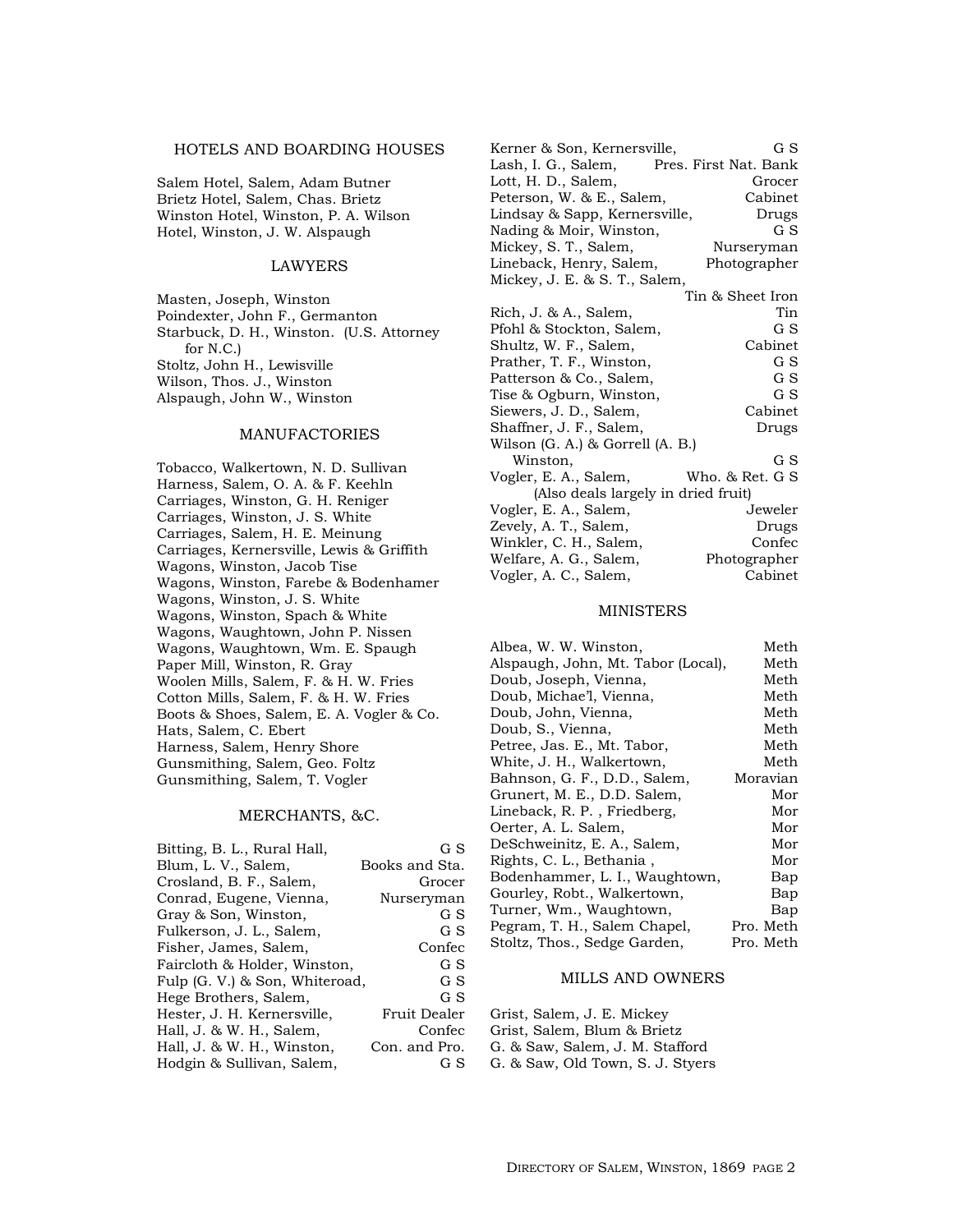## HOTELS AND BOARDING HOUSES

Salem Hotel, Salem, Adam Butner
Brietz Hotel, Salem, Chas. Brietz
Winston Hotel, Winston, P. A. Wilson
Hotel, Winston, J. W. Alspaugh

## LAWYERS

Masten, Joseph, Winston
Poindexter, John F., Germanton
Starbuck, D. H., Winston. (U.S. Attorney for N.C.)
Stoltz, John H., Lewisville
Wilson, Thos. J., Winston
Alspaugh, John W., Winston

## MANUFACTORIES

Tobacco, Walkertown, N. D. Sullivan
Harness, Salem, O. A. & F. Keehln
Carriages, Winston, G. H. Reniger
Carriages, Winston, J. S. White
Carriages, Salem, H. E. Meinung
Carriages, Kernersville, Lewis & Griffith
Wagons, Winston, Jacob Tise
Wagons, Winston, Farebe & Bodenhamer
Wagons, Winston, J. S. White
Wagons, Winston, Spach & White
Wagons, Waughtown, John P. Nissen
Wagons, Waughtown, Wm. E. Spaugh
Paper Mill, Winston, R. Gray
Woolen Mills, Salem, F. & H. W. Fries
Cotton Mills, Salem, F. & H. W. Fries
Boots & Shoes, Salem, E. A. Vogler & Co.
Hats, Salem, C. Ebert
Harness, Salem, Henry Shore
Gunsmithing, Salem, Geo. Foltz
Gunsmithing, Salem, T. Vogler

## MERCHANTS, &C.

| Name | Business |
|---|---|
| Bitting, B. L., Rural Hall, | G S |
| Blum, L. V., Salem, | Books and Sta. |
| Crosland, B. F., Salem, | Grocer |
| Conrad, Eugene, Vienna, | Nurseryman |
| Gray & Son, Winston, | G S |
| Fulkerson, J. L., Salem, | G S |
| Fisher, James, Salem, | Confec |
| Faircloth & Holder, Winston, | G S |
| Fulp (G. V.) & Son, Whiteroad, | G S |
| Hege Brothers, Salem, | G S |
| Hester, J. H. Kernersville, | Fruit Dealer |
| Hall, J. & W. H., Salem, | Confec |
| Hall, J. & W. H., Winston, | Con. and Pro. |
| Hodgin & Sullivan, Salem, | G S |
| Kerner & Son, Kernersville, | G S |
| Lash, I. G., Salem, | Pres. First Nat. Bank |
| Lott, H. D., Salem, | Grocer |
| Peterson, W. & E., Salem, | Cabinet |
| Lindsay & Sapp, Kernersville, | Drugs |
| Nading & Moir, Winston, | G S |
| Mickey, S. T., Salem, | Nurseryman |
| Lineback, Henry, Salem, | Photographer |
| Mickey, J. E. & S. T., Salem, | Tin & Sheet Iron |
| Rich, J. & A., Salem, | Tin |
| Pfohl & Stockton, Salem, | G S |
| Shultz, W. F., Salem, | Cabinet |
| Prather, T. F., Winston, | G S |
| Patterson & Co., Salem, | G S |
| Tise & Ogburn, Winston, | G S |
| Siewers, J. D., Salem, | Cabinet |
| Shaffner, J. F., Salem, | Drugs |
| Wilson (G. A.) & Gorrell (A. B.) Winston, | G S |
| Vogler, E. A., Salem, (Also deals largely in dried fruit) | Who. & Ret. G S |
| Vogler, E. A., Salem, | Jeweler |
| Zevely, A. T., Salem, | Drugs |
| Winkler, C. H., Salem, | Confec |
| Welfare, A. G., Salem, | Photographer |
| Vogler, A. C., Salem, | Cabinet |

## MINISTERS

| Name | Denomination |
|---|---|
| Albea, W. W. Winston, | Meth |
| Alspaugh, John, Mt. Tabor (Local), | Meth |
| Doub, Joseph, Vienna, | Meth |
| Doub, Michae'l, Vienna, | Meth |
| Doub, John, Vienna, | Meth |
| Doub, S., Vienna, | Meth |
| Petree, Jas. E., Mt. Tabor, | Meth |
| White, J. H., Walkertown, | Meth |
| Bahnson, G. F., D.D., Salem, | Moravian |
| Grunert, M. E., D.D. Salem, | Mor |
| Lineback, R. P. , Friedberg, | Mor |
| Oerter, A. L. Salem, | Mor |
| DeSchweinitz, E. A., Salem, | Mor |
| Rights, C. L., Bethania , | Mor |
| Bodenhammer, L. I., Waughtown, | Bap |
| Gourley, Robt., Walkertown, | Bap |
| Turner, Wm., Waughtown, | Bap |
| Pegram, T. H., Salem Chapel, | Pro. Meth |
| Stoltz, Thos., Sedge Garden, | Pro. Meth |

## MILLS AND OWNERS

Grist, Salem, J. E. Mickey
Grist, Salem, Blum & Brietz
G. & Saw, Salem, J. M. Stafford
G. & Saw, Old Town, S. J. Styers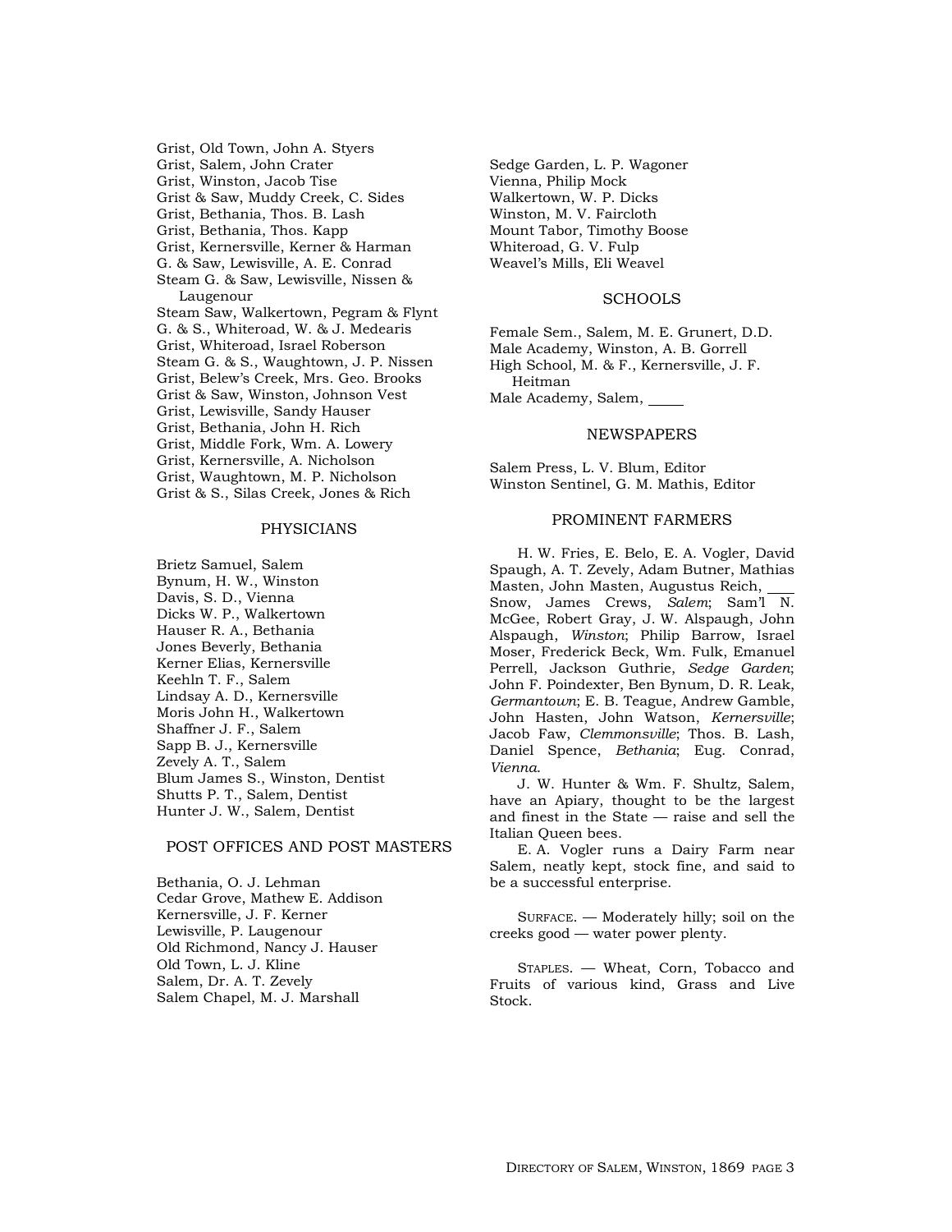Grist, Old Town, John A. Styers
Grist, Salem, John Crater
Grist, Winston, Jacob Tise
Grist & Saw, Muddy Creek, C. Sides
Grist, Bethania, Thos. B. Lash
Grist, Bethania, Thos. Kapp
Grist, Kernersville, Kerner & Harman
G. & Saw, Lewisville, A. E. Conrad
Steam G. & Saw, Lewisville, Nissen & Laugenour
Steam Saw, Walkertown, Pegram & Flynt
G. & S., Whiteroad, W. & J. Medearis
Grist, Whiteroad, Israel Roberson
Steam G. & S., Waughtown, J. P. Nissen
Grist, Belew's Creek, Mrs. Geo. Brooks
Grist & Saw, Winston, Johnson Vest
Grist, Lewisville, Sandy Hauser
Grist, Bethania, John H. Rich
Grist, Middle Fork, Wm. A. Lowery
Grist, Kernersville, A. Nicholson
Grist, Waughtown, M. P. Nicholson
Grist & S., Silas Creek, Jones & Rich

## PHYSICIANS

Brietz Samuel, Salem
Bynum, H. W., Winston
Davis, S. D., Vienna
Dicks W. P., Walkertown
Hauser R. A., Bethania
Jones Beverly, Bethania
Kerner Elias, Kernersville
Keehln T. F., Salem
Lindsay A. D., Kernersville
Moris John H., Walkertown
Shaffner J. F., Salem
Sapp B. J., Kernersville
Zevely A. T., Salem
Blum James S., Winston, Dentist
Shutts P. T., Salem, Dentist
Hunter J. W., Salem, Dentist

## POST OFFICES AND POST MASTERS

Bethania, O. J. Lehman
Cedar Grove, Mathew E. Addison
Kernersville, J. F. Kerner
Lewisville, P. Laugenour
Old Richmond, Nancy J. Hauser
Old Town, L. J. Kline
Salem, Dr. A. T. Zevely
Salem Chapel, M. J. Marshall
Sedge Garden, L. P. Wagoner
Vienna, Philip Mock
Walkertown, W. P. Dicks
Winston, M. V. Faircloth
Mount Tabor, Timothy Boose
Whiteroad, G. V. Fulp
Weavel's Mills, Eli Weavel

## SCHOOLS

Female Sem., Salem, M. E. Grunert, D.D.
Male Academy, Winston, A. B. Gorrell
High School, M. & F., Kernersville, J. F. Heitman
Male Academy, Salem, ____

## NEWSPAPERS

Salem Press, L. V. Blum, Editor
Winston Sentinel, G. M. Mathis, Editor

## PROMINENT FARMERS

H. W. Fries, E. Belo, E. A. Vogler, David Spaugh, A. T. Zevely, Adam Butner, Mathias Masten, John Masten, Augustus Reich, ___ Snow, James Crews, *Salem*; Sam'l N. McGee, Robert Gray, J. W. Alspaugh, John Alspaugh, *Winston*; Philip Barrow, Israel Moser, Frederick Beck, Wm. Fulk, Emanuel Perrell, Jackson Guthrie, *Sedge Garden*; John F. Poindexter, Ben Bynum, D. R. Leak, *Germantown*; E. B. Teague, Andrew Gamble, John Hasten, John Watson, *Kernersville*; Jacob Faw, *Clemmonsville*; Thos. B. Lash, Daniel Spence, *Bethania*; Eug. Conrad, *Vienna*.

J. W. Hunter & Wm. F. Shultz, Salem, have an Apiary, thought to be the largest and finest in the State — raise and sell the Italian Queen bees.

E. A. Vogler runs a Dairy Farm near Salem, neatly kept, stock fine, and said to be a successful enterprise.

SURFACE. — Moderately hilly; soil on the creeks good — water power plenty.

STAPLES. — Wheat, Corn, Tobacco and Fruits of various kind, Grass and Live Stock.